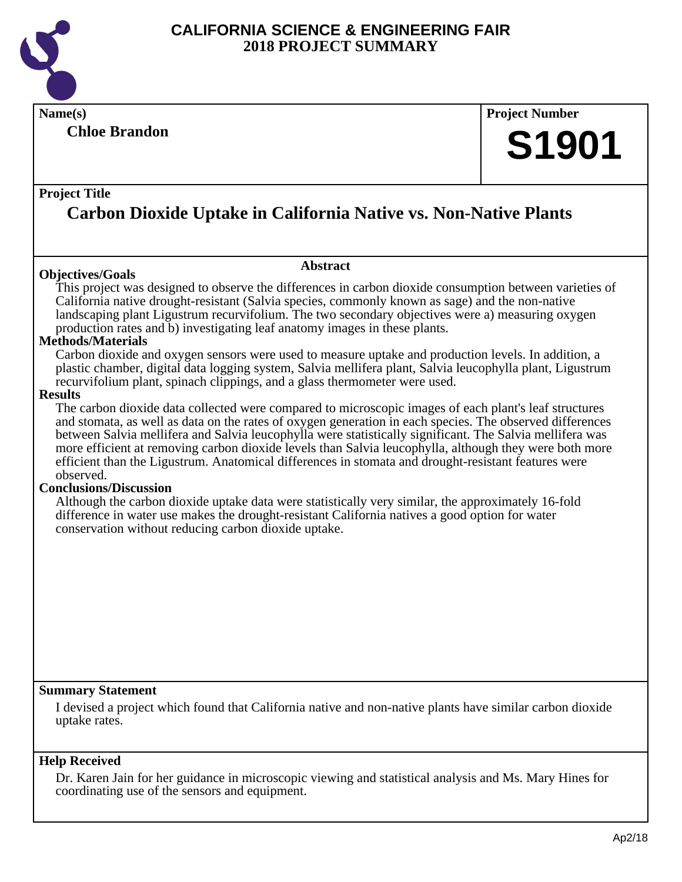# CALIFORNIA SCIENCE & ENGINEERING FAIR
## 2018 PROJECT SUMMARY

**Name(s)**

**Chloe Brandon**

**Project Number**

**S1901**

**Project Title**

## Carbon Dioxide Uptake in California Native vs. Non-Native Plants

### Abstract

**Objectives/Goals**

This project was designed to observe the differences in carbon dioxide consumption between varieties of California native drought-resistant (Salvia species, commonly known as sage) and the non-native landscaping plant Ligustrum recurvifolium. The two secondary objectives were a) measuring oxygen production rates and b) investigating leaf anatomy images in these plants.

**Methods/Materials**

Carbon dioxide and oxygen sensors were used to measure uptake and production levels. In addition, a plastic chamber, digital data logging system, Salvia mellifera plant, Salvia leucophylla plant, Ligustrum recurvifolium plant, spinach clippings, and a glass thermometer were used.

**Results**

The carbon dioxide data collected were compared to microscopic images of each plant's leaf structures and stomata, as well as data on the rates of oxygen generation in each species. The observed differences between Salvia mellifera and Salvia leucophylla were statistically significant. The Salvia mellifera was more efficient at removing carbon dioxide levels than Salvia leucophylla, although they were both more efficient than the Ligustrum. Anatomical differences in stomata and drought-resistant features were observed.

**Conclusions/Discussion**

Although the carbon dioxide uptake data were statistically very similar, the approximately 16-fold difference in water use makes the drought-resistant California natives a good option for water conservation without reducing carbon dioxide uptake.

**Summary Statement**

I devised a project which found that California native and non-native plants have similar carbon dioxide uptake rates.

**Help Received**

Dr. Karen Jain for her guidance in microscopic viewing and statistical analysis and Ms. Mary Hines for coordinating use of the sensors and equipment.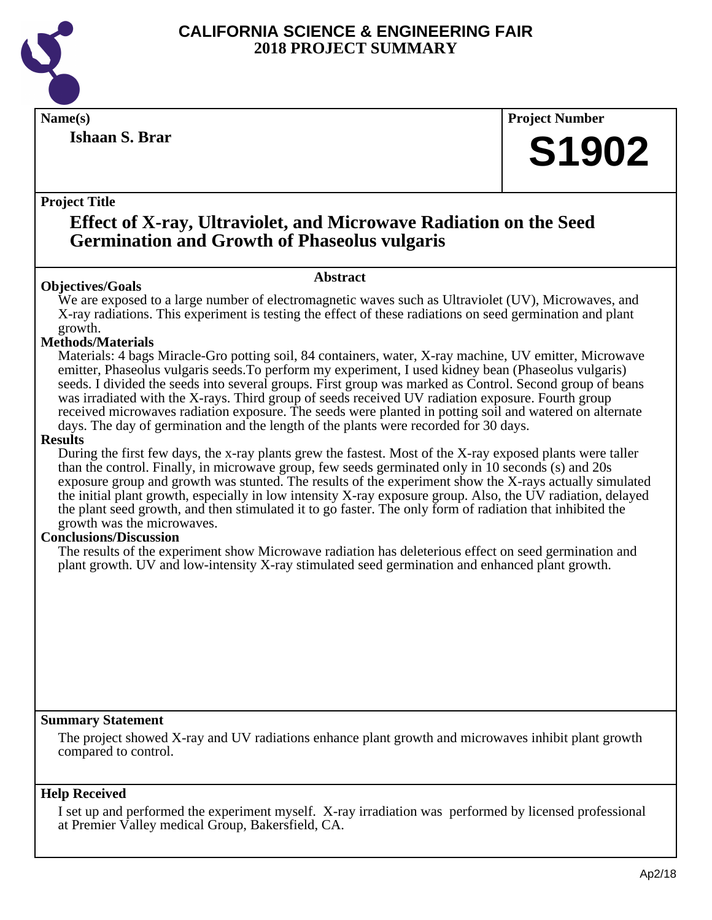# CALIFORNIA SCIENCE & ENGINEERING FAIR
## 2018 PROJECT SUMMARY

**Name(s)**

**Ishaan S. Brar**

**Project Number**

**S1902**

**Project Title**

## Effect of X-ray, Ultraviolet, and Microwave Radiation on the Seed Germination and Growth of Phaseolus vulgaris

### Abstract

**Objectives/Goals**

We are exposed to a large number of electromagnetic waves such as Ultraviolet (UV), Microwaves, and X-ray radiations. This experiment is testing the effect of these radiations on seed germination and plant growth.

**Methods/Materials**

Materials: 4 bags Miracle-Gro potting soil, 84 containers, water, X-ray machine, UV emitter, Microwave emitter, Phaseolus vulgaris seeds.To perform my experiment, I used kidney bean (Phaseolus vulgaris) seeds. I divided the seeds into several groups. First group was marked as Control. Second group of beans was irradiated with the X-rays. Third group of seeds received UV radiation exposure. Fourth group received microwaves radiation exposure. The seeds were planted in potting soil and watered on alternate days. The day of germination and the length of the plants were recorded for 30 days.

**Results**

During the first few days, the x-ray plants grew the fastest. Most of the X-ray exposed plants were taller than the control. Finally, in microwave group, few seeds germinated only in 10 seconds (s) and 20s exposure group and growth was stunted. The results of the experiment show the X-rays actually simulated the initial plant growth, especially in low intensity X-ray exposure group. Also, the UV radiation, delayed the plant seed growth, and then stimulated it to go faster. The only form of radiation that inhibited the growth was the microwaves.

**Conclusions/Discussion**

The results of the experiment show Microwave radiation has deleterious effect on seed germination and plant growth. UV and low-intensity X-ray stimulated seed germination and enhanced plant growth.

**Summary Statement**

The project showed X-ray and UV radiations enhance plant growth and microwaves inhibit plant growth compared to control.

**Help Received**

I set up and performed the experiment myself. X-ray irradiation was performed by licensed professional at Premier Valley medical Group, Bakersfield, CA.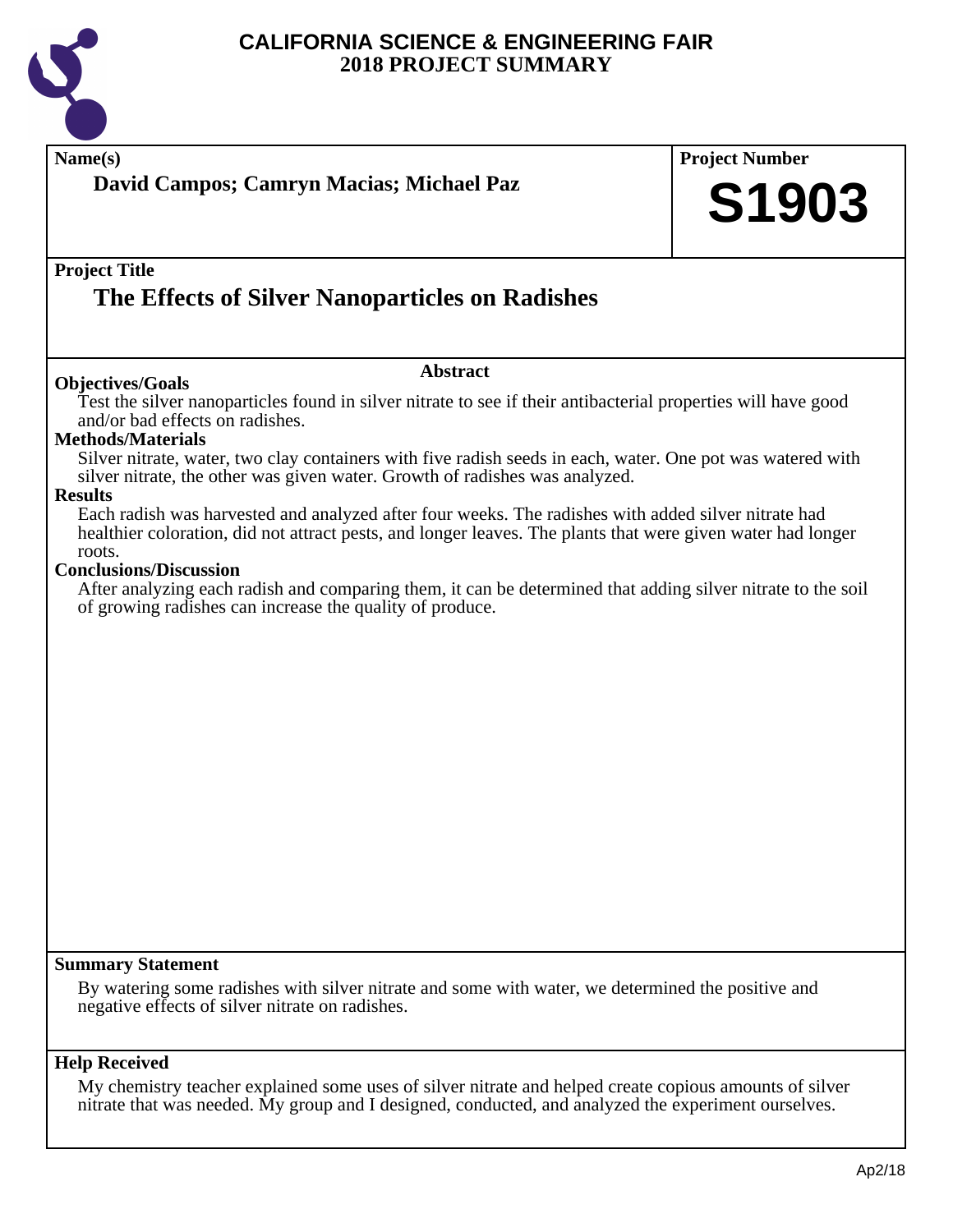# CALIFORNIA SCIENCE & ENGINEERING FAIR
## 2018 PROJECT SUMMARY

**Name(s)**

**David Campos; Camryn Macias; Michael Paz**

**Project Number**

**S1903**

**Project Title**

## The Effects of Silver Nanoparticles on Radishes

### Abstract

**Objectives/Goals**

Test the silver nanoparticles found in silver nitrate to see if their antibacterial properties will have good and/or bad effects on radishes.

**Methods/Materials**

Silver nitrate, water, two clay containers with five radish seeds in each, water. One pot was watered with silver nitrate, the other was given water. Growth of radishes was analyzed.

**Results**

Each radish was harvested and analyzed after four weeks. The radishes with added silver nitrate had healthier coloration, did not attract pests, and longer leaves. The plants that were given water had longer roots.

**Conclusions/Discussion**

After analyzing each radish and comparing them, it can be determined that adding silver nitrate to the soil of growing radishes can increase the quality of produce.

**Summary Statement**

By watering some radishes with silver nitrate and some with water, we determined the positive and negative effects of silver nitrate on radishes.

**Help Received**

My chemistry teacher explained some uses of silver nitrate and helped create copious amounts of silver nitrate that was needed. My group and I designed, conducted, and analyzed the experiment ourselves.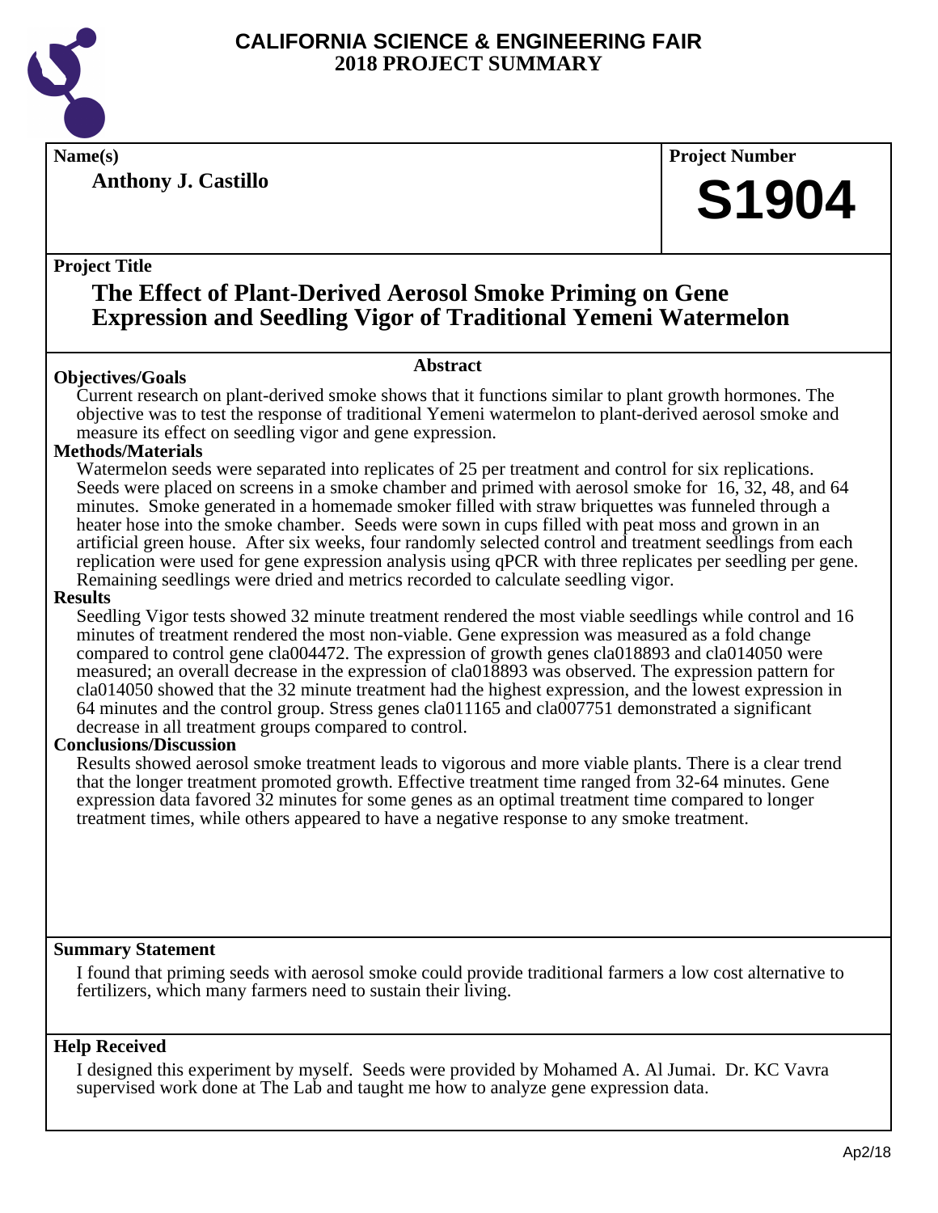# CALIFORNIA SCIENCE & ENGINEERING FAIR
## 2018 PROJECT SUMMARY

**Name(s)**

**Anthony J. Castillo**

**Project Number**

# S1904

**Project Title**

## The Effect of Plant-Derived Aerosol Smoke Priming on Gene Expression and Seedling Vigor of Traditional Yemeni Watermelon

### Abstract

**Objectives/Goals**

Current research on plant-derived smoke shows that it functions similar to plant growth hormones. The objective was to test the response of traditional Yemeni watermelon to plant-derived aerosol smoke and measure its effect on seedling vigor and gene expression.

**Methods/Materials**

Watermelon seeds were separated into replicates of 25 per treatment and control for six replications. Seeds were placed on screens in a smoke chamber and primed with aerosol smoke for 16, 32, 48, and 64 minutes. Smoke generated in a homemade smoker filled with straw briquettes was funneled through a heater hose into the smoke chamber. Seeds were sown in cups filled with peat moss and grown in an artificial green house. After six weeks, four randomly selected control and treatment seedlings from each replication were used for gene expression analysis using qPCR with three replicates per seedling per gene. Remaining seedlings were dried and metrics recorded to calculate seedling vigor.

**Results**

Seedling Vigor tests showed 32 minute treatment rendered the most viable seedlings while control and 16 minutes of treatment rendered the most non-viable. Gene expression was measured as a fold change compared to control gene cla004472. The expression of growth genes cla018893 and cla014050 were measured; an overall decrease in the expression of cla018893 was observed. The expression pattern for cla014050 showed that the 32 minute treatment had the highest expression, and the lowest expression in 64 minutes and the control group. Stress genes cla011165 and cla007751 demonstrated a significant decrease in all treatment groups compared to control.

**Conclusions/Discussion**

Results showed aerosol smoke treatment leads to vigorous and more viable plants. There is a clear trend that the longer treatment promoted growth. Effective treatment time ranged from 32-64 minutes. Gene expression data favored 32 minutes for some genes as an optimal treatment time compared to longer treatment times, while others appeared to have a negative response to any smoke treatment.

**Summary Statement**

I found that priming seeds with aerosol smoke could provide traditional farmers a low cost alternative to fertilizers, which many farmers need to sustain their living.

**Help Received**

I designed this experiment by myself. Seeds were provided by Mohamed A. Al Jumai. Dr. KC Vavra supervised work done at The Lab and taught me how to analyze gene expression data.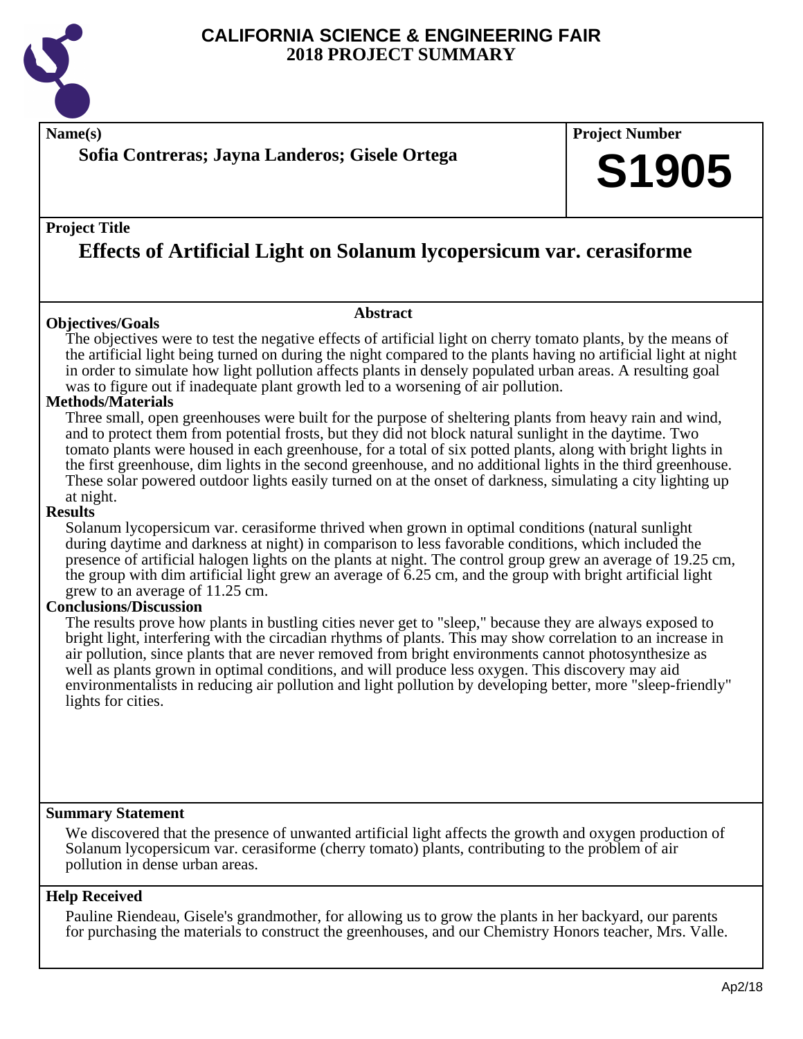# CALIFORNIA SCIENCE & ENGINEERING FAIR
## 2018 PROJECT SUMMARY

**Name(s)**

**Sofia Contreras; Jayna Landeros; Gisele Ortega**

**Project Number**

**S1905**

**Project Title**

## Effects of Artificial Light on Solanum lycopersicum var. cerasiforme

### Abstract

**Objectives/Goals**

The objectives were to test the negative effects of artificial light on cherry tomato plants, by the means of the artificial light being turned on during the night compared to the plants having no artificial light at night in order to simulate how light pollution affects plants in densely populated urban areas. A resulting goal was to figure out if inadequate plant growth led to a worsening of air pollution.

**Methods/Materials**

Three small, open greenhouses were built for the purpose of sheltering plants from heavy rain and wind, and to protect them from potential frosts, but they did not block natural sunlight in the daytime. Two tomato plants were housed in each greenhouse, for a total of six potted plants, along with bright lights in the first greenhouse, dim lights in the second greenhouse, and no additional lights in the third greenhouse. These solar powered outdoor lights easily turned on at the onset of darkness, simulating a city lighting up at night.

**Results**

Solanum lycopersicum var. cerasiforme thrived when grown in optimal conditions (natural sunlight during daytime and darkness at night) in comparison to less favorable conditions, which included the presence of artificial halogen lights on the plants at night. The control group grew an average of 19.25 cm, the group with dim artificial light grew an average of 6.25 cm, and the group with bright artificial light grew to an average of 11.25 cm.

**Conclusions/Discussion**

The results prove how plants in bustling cities never get to "sleep," because they are always exposed to bright light, interfering with the circadian rhythms of plants. This may show correlation to an increase in air pollution, since plants that are never removed from bright environments cannot photosynthesize as well as plants grown in optimal conditions, and will produce less oxygen. This discovery may aid environmentalists in reducing air pollution and light pollution by developing better, more "sleep-friendly" lights for cities.

**Summary Statement**

We discovered that the presence of unwanted artificial light affects the growth and oxygen production of Solanum lycopersicum var. cerasiforme (cherry tomato) plants, contributing to the problem of air pollution in dense urban areas.

**Help Received**

Pauline Riendeau, Gisele's grandmother, for allowing us to grow the plants in her backyard, our parents for purchasing the materials to construct the greenhouses, and our Chemistry Honors teacher, Mrs. Valle.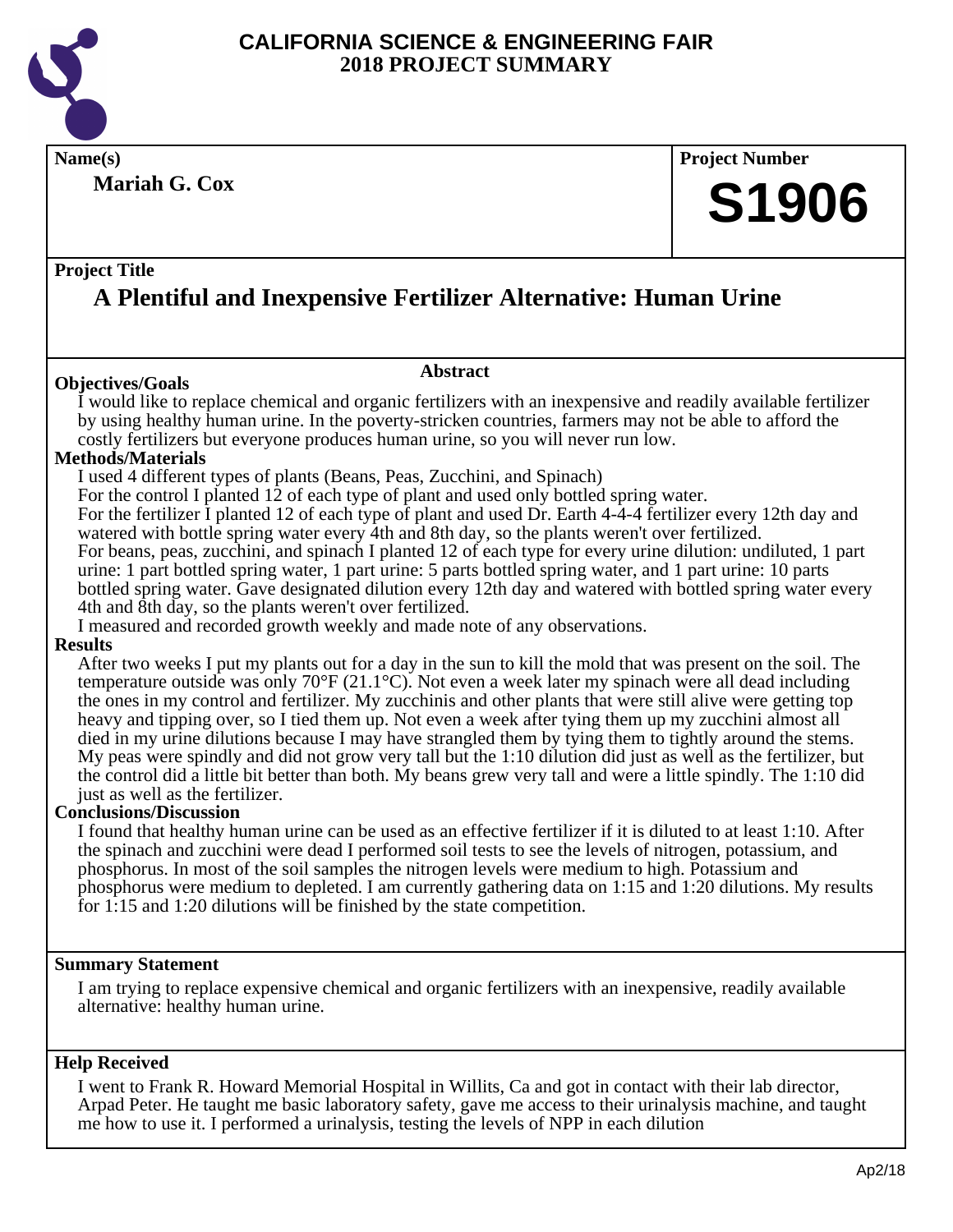# CALIFORNIA SCIENCE & ENGINEERING FAIR 2018 PROJECT SUMMARY

**Name(s)**

**Mariah G. Cox**

**Project Number**

**S1906**

**Project Title**

## A Plentiful and Inexpensive Fertilizer Alternative: Human Urine

### Abstract

**Objectives/Goals**

I would like to replace chemical and organic fertilizers with an inexpensive and readily available fertilizer by using healthy human urine. In the poverty-stricken countries, farmers may not be able to afford the costly fertilizers but everyone produces human urine, so you will never run low.

**Methods/Materials**

I used 4 different types of plants (Beans, Peas, Zucchini, and Spinach)

For the control I planted 12 of each type of plant and used only bottled spring water.

For the fertilizer I planted 12 of each type of plant and used Dr. Earth 4-4-4 fertilizer every 12th day and watered with bottle spring water every 4th and 8th day, so the plants weren't over fertilized.

For beans, peas, zucchini, and spinach I planted 12 of each type for every urine dilution: undiluted, 1 part urine: 1 part bottled spring water, 1 part urine: 5 parts bottled spring water, and 1 part urine: 10 parts bottled spring water. Gave designated dilution every 12th day and watered with bottled spring water every 4th and 8th day, so the plants weren't over fertilized.

I measured and recorded growth weekly and made note of any observations.

**Results**

After two weeks I put my plants out for a day in the sun to kill the mold that was present on the soil. The temperature outside was only 70°F (21.1°C). Not even a week later my spinach were all dead including the ones in my control and fertilizer. My zucchinis and other plants that were still alive were getting top heavy and tipping over, so I tied them up. Not even a week after tying them up my zucchini almost all died in my urine dilutions because I may have strangled them by tying them to tightly around the stems. My peas were spindly and did not grow very tall but the 1:10 dilution did just as well as the fertilizer, but the control did a little bit better than both. My beans grew very tall and were a little spindly. The 1:10 did just as well as the fertilizer.

**Conclusions/Discussion**

I found that healthy human urine can be used as an effective fertilizer if it is diluted to at least 1:10. After the spinach and zucchini were dead I performed soil tests to see the levels of nitrogen, potassium, and phosphorus. In most of the soil samples the nitrogen levels were medium to high. Potassium and phosphorus were medium to depleted. I am currently gathering data on 1:15 and 1:20 dilutions. My results for 1:15 and 1:20 dilutions will be finished by the state competition.

**Summary Statement**

I am trying to replace expensive chemical and organic fertilizers with an inexpensive, readily available alternative: healthy human urine.

**Help Received**

I went to Frank R. Howard Memorial Hospital in Willits, Ca and got in contact with their lab director, Arpad Peter. He taught me basic laboratory safety, gave me access to their urinalysis machine, and taught me how to use it. I performed a urinalysis, testing the levels of NPP in each dilution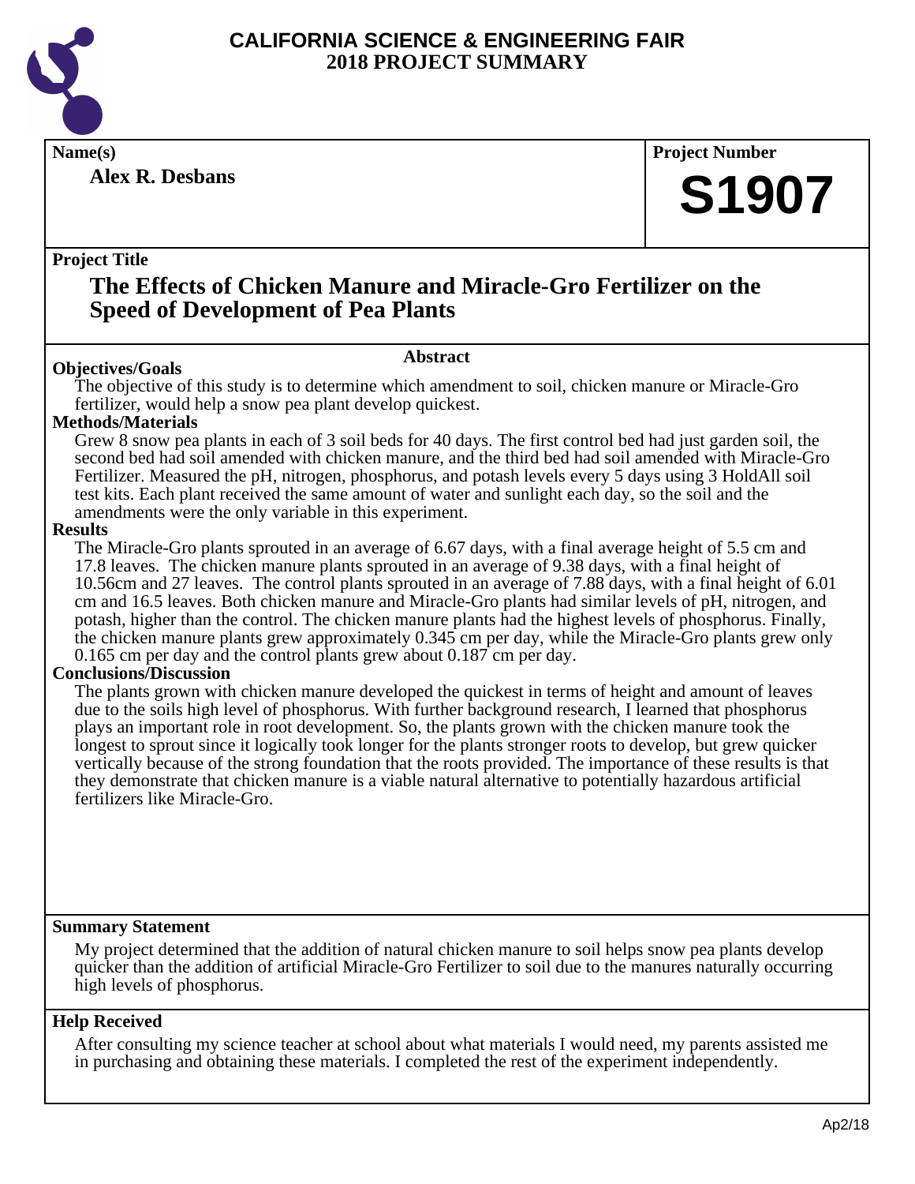# CALIFORNIA SCIENCE & ENGINEERING FAIR
## 2018 PROJECT SUMMARY

**Name(s)**

**Alex R. Desbans**

**Project Number**

**S1907**

**Project Title**

## The Effects of Chicken Manure and Miracle-Gro Fertilizer on the Speed of Development of Pea Plants

### Abstract

**Objectives/Goals**

The objective of this study is to determine which amendment to soil, chicken manure or Miracle-Gro fertilizer, would help a snow pea plant develop quickest.

**Methods/Materials**

Grew 8 snow pea plants in each of 3 soil beds for 40 days. The first control bed had just garden soil, the second bed had soil amended with chicken manure, and the third bed had soil amended with Miracle-Gro Fertilizer. Measured the pH, nitrogen, phosphorus, and potash levels every 5 days using 3 HoldAll soil test kits. Each plant received the same amount of water and sunlight each day, so the soil and the amendments were the only variable in this experiment.

**Results**

The Miracle-Gro plants sprouted in an average of 6.67 days, with a final average height of 5.5 cm and 17.8 leaves. The chicken manure plants sprouted in an average of 9.38 days, with a final height of 10.56cm and 27 leaves. The control plants sprouted in an average of 7.88 days, with a final height of 6.01 cm and 16.5 leaves. Both chicken manure and Miracle-Gro plants had similar levels of pH, nitrogen, and potash, higher than the control. The chicken manure plants had the highest levels of phosphorus. Finally, the chicken manure plants grew approximately 0.345 cm per day, while the Miracle-Gro plants grew only 0.165 cm per day and the control plants grew about 0.187 cm per day.

**Conclusions/Discussion**

The plants grown with chicken manure developed the quickest in terms of height and amount of leaves due to the soils high level of phosphorus. With further background research, I learned that phosphorus plays an important role in root development. So, the plants grown with the chicken manure took the longest to sprout since it logically took longer for the plants stronger roots to develop, but grew quicker vertically because of the strong foundation that the roots provided. The importance of these results is that they demonstrate that chicken manure is a viable natural alternative to potentially hazardous artificial fertilizers like Miracle-Gro.

**Summary Statement**

My project determined that the addition of natural chicken manure to soil helps snow pea plants develop quicker than the addition of artificial Miracle-Gro Fertilizer to soil due to the manures naturally occurring high levels of phosphorus.

**Help Received**

After consulting my science teacher at school about what materials I would need, my parents assisted me in purchasing and obtaining these materials. I completed the rest of the experiment independently.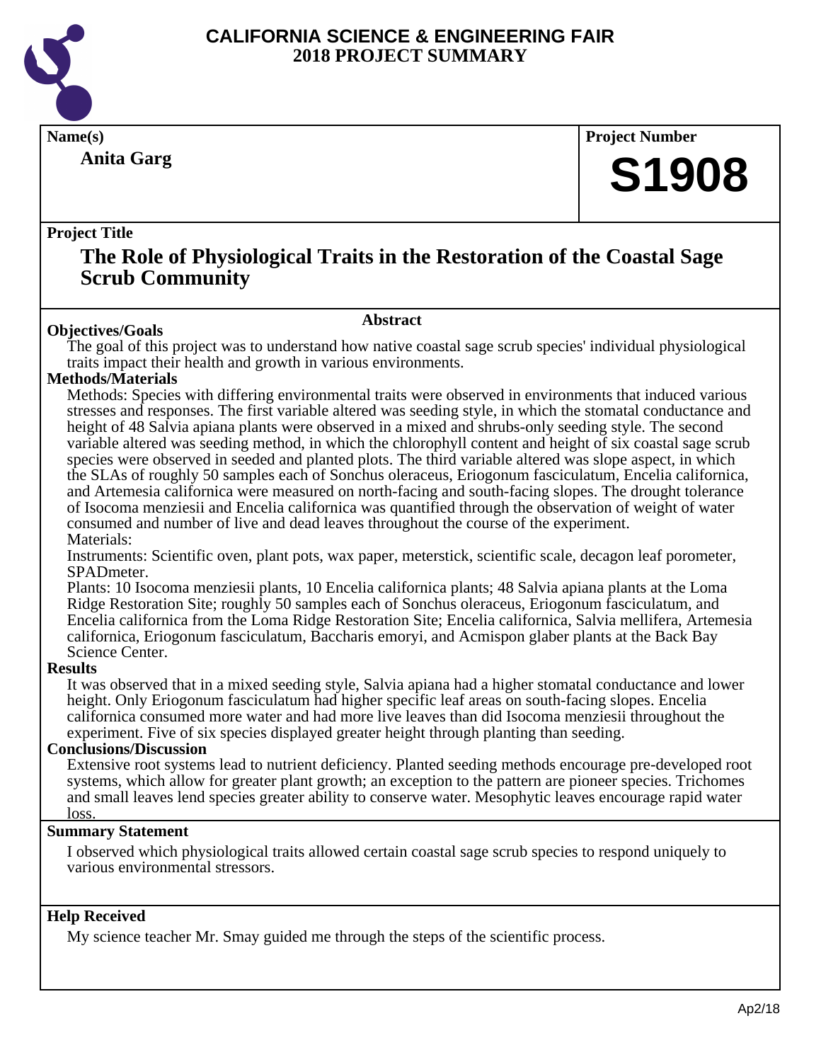# CALIFORNIA SCIENCE & ENGINEERING FAIR
## 2018 PROJECT SUMMARY

**Name(s)**

**Anita Garg**

**Project Number**

**S1908**

**Project Title**

## The Role of Physiological Traits in the Restoration of the Coastal Sage Scrub Community

### Abstract

**Objectives/Goals**

The goal of this project was to understand how native coastal sage scrub species' individual physiological traits impact their health and growth in various environments.

**Methods/Materials**

Methods: Species with differing environmental traits were observed in environments that induced various stresses and responses. The first variable altered was seeding style, in which the stomatal conductance and height of 48 Salvia apiana plants were observed in a mixed and shrubs-only seeding style. The second variable altered was seeding method, in which the chlorophyll content and height of six coastal sage scrub species were observed in seeded and planted plots. The third variable altered was slope aspect, in which the SLAs of roughly 50 samples each of Sonchus oleraceus, Eriogonum fasciculatum, Encelia californica, and Artemesia californica were measured on north-facing and south-facing slopes. The drought tolerance of Isocoma menziesii and Encelia californica was quantified through the observation of weight of water consumed and number of live and dead leaves throughout the course of the experiment.

Materials:

Instruments: Scientific oven, plant pots, wax paper, meterstick, scientific scale, decagon leaf porometer, SPADmeter.

Plants: 10 Isocoma menziesii plants, 10 Encelia californica plants; 48 Salvia apiana plants at the Loma Ridge Restoration Site; roughly 50 samples each of Sonchus oleraceus, Eriogonum fasciculatum, and Encelia californica from the Loma Ridge Restoration Site; Encelia californica, Salvia mellifera, Artemesia californica, Eriogonum fasciculatum, Baccharis emoryi, and Acmispon glaber plants at the Back Bay Science Center.

**Results**

It was observed that in a mixed seeding style, Salvia apiana had a higher stomatal conductance and lower height. Only Eriogonum fasciculatum had higher specific leaf areas on south-facing slopes. Encelia californica consumed more water and had more live leaves than did Isocoma menziesii throughout the experiment. Five of six species displayed greater height through planting than seeding.

**Conclusions/Discussion**

Extensive root systems lead to nutrient deficiency. Planted seeding methods encourage pre-developed root systems, which allow for greater plant growth; an exception to the pattern are pioneer species. Trichomes and small leaves lend species greater ability to conserve water. Mesophytic leaves encourage rapid water loss.

**Summary Statement**

I observed which physiological traits allowed certain coastal sage scrub species to respond uniquely to various environmental stressors.

**Help Received**

My science teacher Mr. Smay guided me through the steps of the scientific process.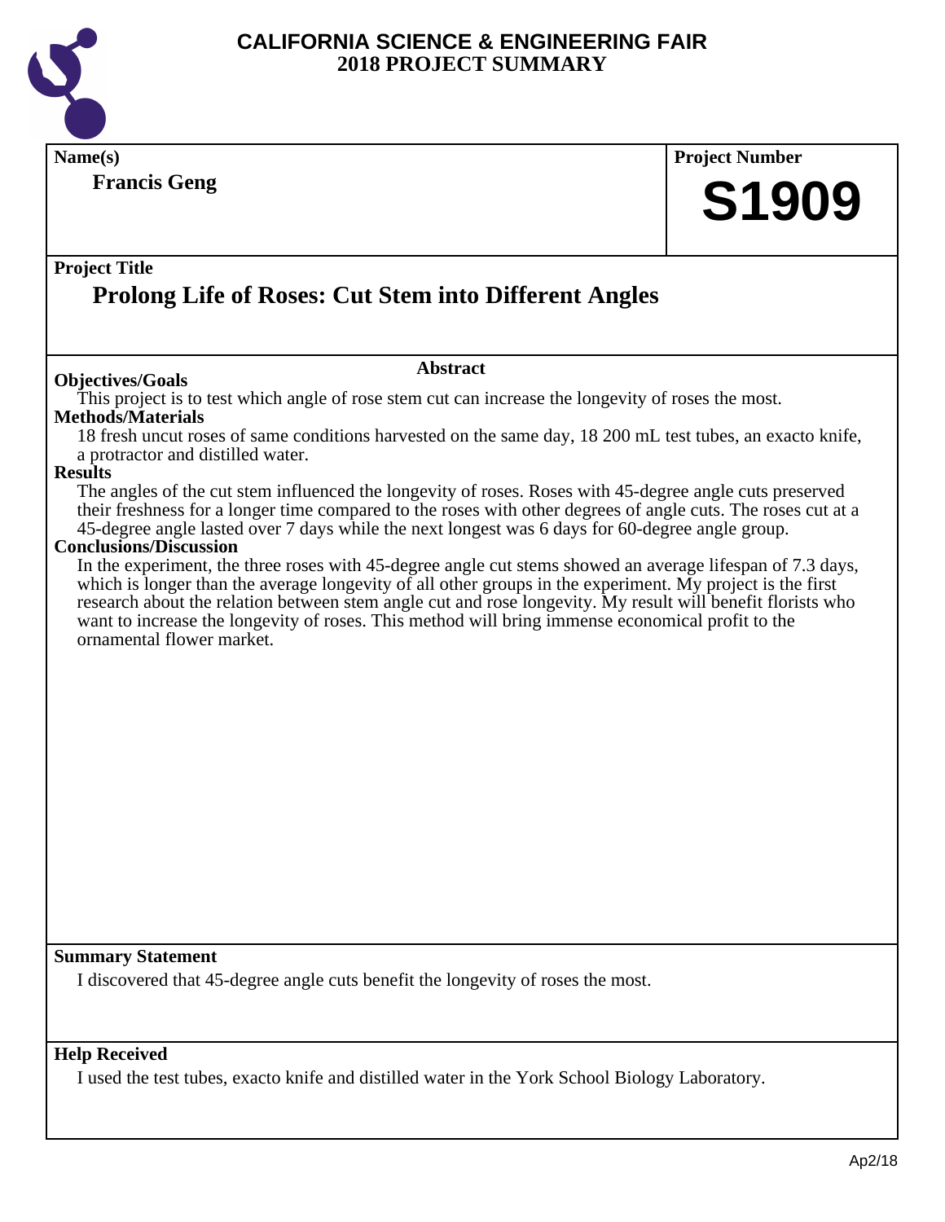# CALIFORNIA SCIENCE & ENGINEERING FAIR
## 2018 PROJECT SUMMARY

**Name(s)**

**Francis Geng**

**Project Number**

**S1909**

**Project Title**

## Prolong Life of Roses: Cut Stem into Different Angles

### Abstract

**Objectives/Goals**

This project is to test which angle of rose stem cut can increase the longevity of roses the most.

**Methods/Materials**

18 fresh uncut roses of same conditions harvested on the same day, 18 200 mL test tubes, an exacto knife, a protractor and distilled water.

**Results**

The angles of the cut stem influenced the longevity of roses. Roses with 45-degree angle cuts preserved their freshness for a longer time compared to the roses with other degrees of angle cuts. The roses cut at a 45-degree angle lasted over 7 days while the next longest was 6 days for 60-degree angle group.

**Conclusions/Discussion**

In the experiment, the three roses with 45-degree angle cut stems showed an average lifespan of 7.3 days, which is longer than the average longevity of all other groups in the experiment. My project is the first research about the relation between stem angle cut and rose longevity. My result will benefit florists who want to increase the longevity of roses. This method will bring immense economical profit to the ornamental flower market.

**Summary Statement**

I discovered that 45-degree angle cuts benefit the longevity of roses the most.

**Help Received**

I used the test tubes, exacto knife and distilled water in the York School Biology Laboratory.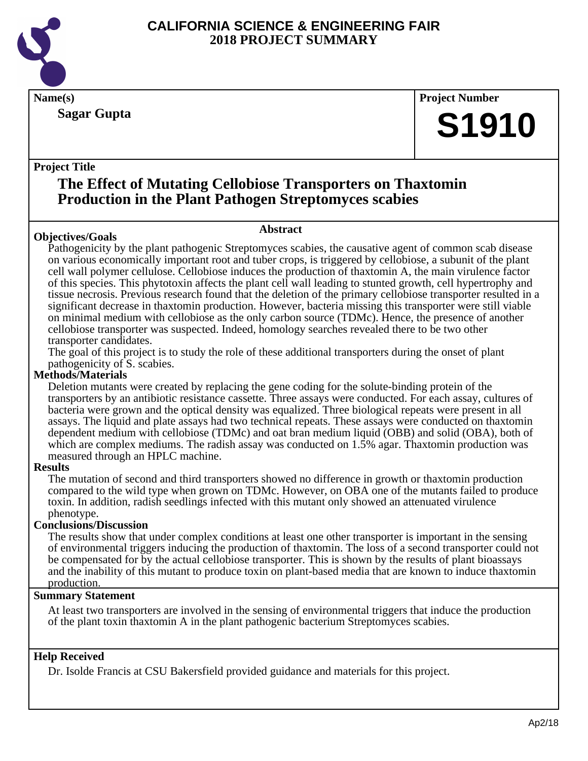# CALIFORNIA SCIENCE & ENGINEERING FAIR
## 2018 PROJECT SUMMARY

**Name(s)**

**Sagar Gupta**

**Project Number**

**S1910**

**Project Title**

## The Effect of Mutating Cellobiose Transporters on Thaxtomin Production in the Plant Pathogen Streptomyces scabies

### Abstract

**Objectives/Goals**

Pathogenicity by the plant pathogenic Streptomyces scabies, the causative agent of common scab disease on various economically important root and tuber crops, is triggered by cellobiose, a subunit of the plant cell wall polymer cellulose. Cellobiose induces the production of thaxtomin A, the main virulence factor of this species. This phytotoxin affects the plant cell wall leading to stunted growth, cell hypertrophy and tissue necrosis. Previous research found that the deletion of the primary cellobiose transporter resulted in a significant decrease in thaxtomin production. However, bacteria missing this transporter were still viable on minimal medium with cellobiose as the only carbon source (TDMc). Hence, the presence of another cellobiose transporter was suspected. Indeed, homology searches revealed there to be two other transporter candidates.

The goal of this project is to study the role of these additional transporters during the onset of plant pathogenicity of S. scabies.

**Methods/Materials**

Deletion mutants were created by replacing the gene coding for the solute-binding protein of the transporters by an antibiotic resistance cassette. Three assays were conducted. For each assay, cultures of bacteria were grown and the optical density was equalized. Three biological repeats were present in all assays. The liquid and plate assays had two technical repeats. These assays were conducted on thaxtomin dependent medium with cellobiose (TDMc) and oat bran medium liquid (OBB) and solid (OBA), both of which are complex mediums. The radish assay was conducted on 1.5% agar. Thaxtomin production was measured through an HPLC machine.

**Results**

The mutation of second and third transporters showed no difference in growth or thaxtomin production compared to the wild type when grown on TDMc. However, on OBA one of the mutants failed to produce toxin. In addition, radish seedlings infected with this mutant only showed an attenuated virulence phenotype.

**Conclusions/Discussion**

The results show that under complex conditions at least one other transporter is important in the sensing of environmental triggers inducing the production of thaxtomin. The loss of a second transporter could not be compensated for by the actual cellobiose transporter. This is shown by the results of plant bioassays and the inability of this mutant to produce toxin on plant-based media that are known to induce thaxtomin production.

**Summary Statement**

At least two transporters are involved in the sensing of environmental triggers that induce the production of the plant toxin thaxtomin A in the plant pathogenic bacterium Streptomyces scabies.

**Help Received**

Dr. Isolde Francis at CSU Bakersfield provided guidance and materials for this project.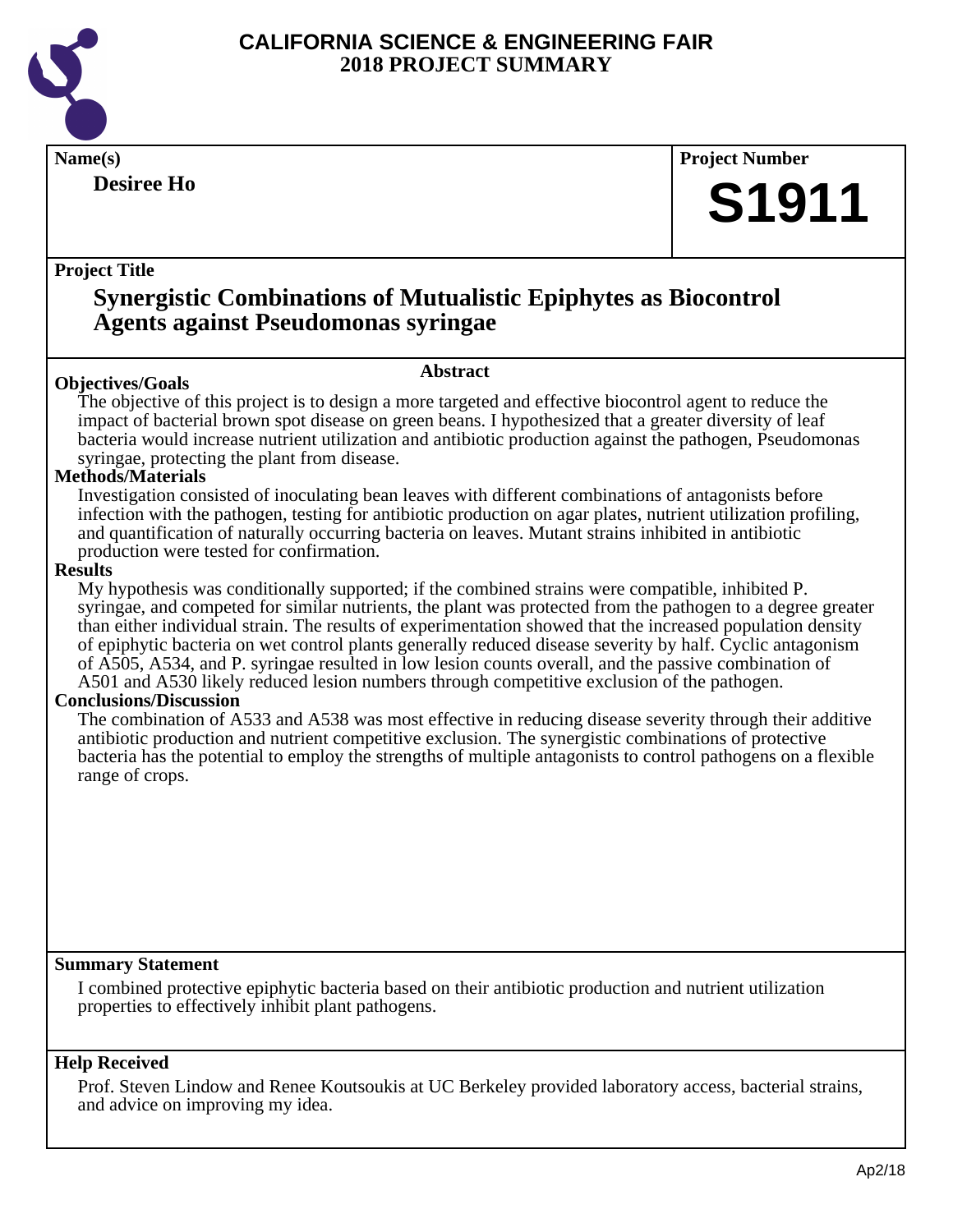# CALIFORNIA SCIENCE & ENGINEERING FAIR
# 2018 PROJECT SUMMARY

**Name(s)**

**Desiree Ho**

**Project Number**

**S1911**

**Project Title**

## Synergistic Combinations of Mutualistic Epiphytes as Biocontrol Agents against Pseudomonas syringae

### Abstract

**Objectives/Goals**

The objective of this project is to design a more targeted and effective biocontrol agent to reduce the impact of bacterial brown spot disease on green beans. I hypothesized that a greater diversity of leaf bacteria would increase nutrient utilization and antibiotic production against the pathogen, Pseudomonas syringae, protecting the plant from disease.

**Methods/Materials**

Investigation consisted of inoculating bean leaves with different combinations of antagonists before infection with the pathogen, testing for antibiotic production on agar plates, nutrient utilization profiling, and quantification of naturally occurring bacteria on leaves. Mutant strains inhibited in antibiotic production were tested for confirmation.

**Results**

My hypothesis was conditionally supported; if the combined strains were compatible, inhibited P. syringae, and competed for similar nutrients, the plant was protected from the pathogen to a degree greater than either individual strain. The results of experimentation showed that the increased population density of epiphytic bacteria on wet control plants generally reduced disease severity by half. Cyclic antagonism of A505, A534, and P. syringae resulted in low lesion counts overall, and the passive combination of A501 and A530 likely reduced lesion numbers through competitive exclusion of the pathogen.

**Conclusions/Discussion**

The combination of A533 and A538 was most effective in reducing disease severity through their additive antibiotic production and nutrient competitive exclusion. The synergistic combinations of protective bacteria has the potential to employ the strengths of multiple antagonists to control pathogens on a flexible range of crops.

**Summary Statement**

I combined protective epiphytic bacteria based on their antibiotic production and nutrient utilization properties to effectively inhibit plant pathogens.

**Help Received**

Prof. Steven Lindow and Renee Koutsoukis at UC Berkeley provided laboratory access, bacterial strains, and advice on improving my idea.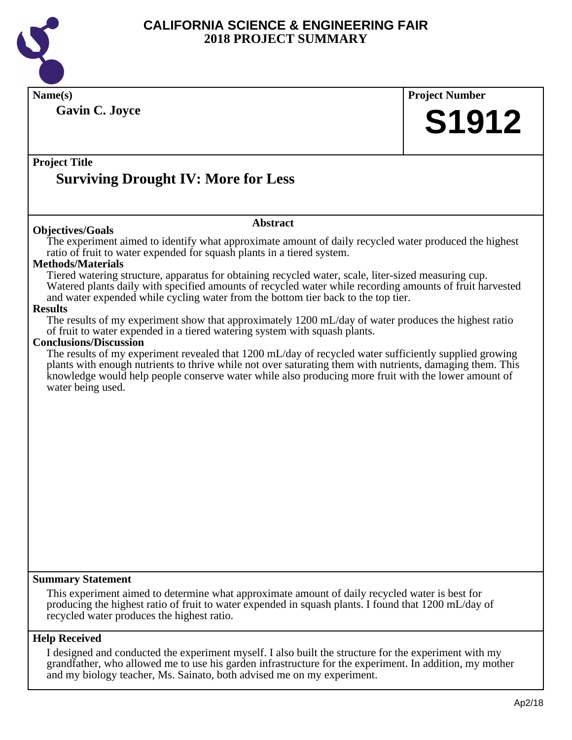# CALIFORNIA SCIENCE & ENGINEERING FAIR
## 2018 PROJECT SUMMARY

**Name(s)**

**Gavin C. Joyce**

**Project Number**

**S1912**

**Project Title**

## Surviving Drought IV: More for Less

### Abstract

**Objectives/Goals**

The experiment aimed to identify what approximate amount of daily recycled water produced the highest ratio of fruit to water expended for squash plants in a tiered system.

**Methods/Materials**

Tiered watering structure, apparatus for obtaining recycled water, scale, liter-sized measuring cup. Watered plants daily with specified amounts of recycled water while recording amounts of fruit harvested and water expended while cycling water from the bottom tier back to the top tier.

**Results**

The results of my experiment show that approximately 1200 mL/day of water produces the highest ratio of fruit to water expended in a tiered watering system with squash plants.

**Conclusions/Discussion**

The results of my experiment revealed that 1200 mL/day of recycled water sufficiently supplied growing plants with enough nutrients to thrive while not over saturating them with nutrients, damaging them. This knowledge would help people conserve water while also producing more fruit with the lower amount of water being used.

**Summary Statement**

This experiment aimed to determine what approximate amount of daily recycled water is best for producing the highest ratio of fruit to water expended in squash plants. I found that 1200 mL/day of recycled water produces the highest ratio.

**Help Received**

I designed and conducted the experiment myself. I also built the structure for the experiment with my grandfather, who allowed me to use his garden infrastructure for the experiment. In addition, my mother and my biology teacher, Ms. Sainato, both advised me on my experiment.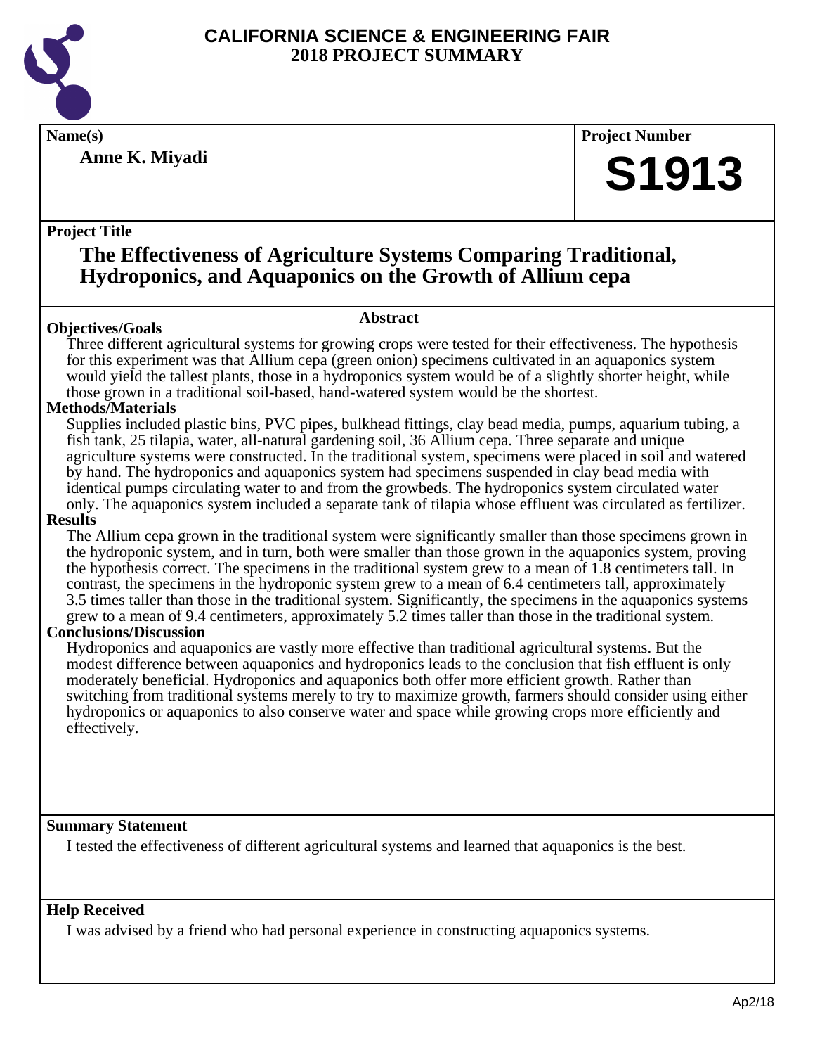# CALIFORNIA SCIENCE & ENGINEERING FAIR
# 2018 PROJECT SUMMARY

**Name(s)**

**Anne K. Miyadi**

**Project Number**

**S1913**

**Project Title**

## The Effectiveness of Agriculture Systems Comparing Traditional, Hydroponics, and Aquaponics on the Growth of Allium cepa

### Abstract

**Objectives/Goals**

Three different agricultural systems for growing crops were tested for their effectiveness. The hypothesis for this experiment was that Allium cepa (green onion) specimens cultivated in an aquaponics system would yield the tallest plants, those in a hydroponics system would be of a slightly shorter height, while those grown in a traditional soil-based, hand-watered system would be the shortest.

**Methods/Materials**

Supplies included plastic bins, PVC pipes, bulkhead fittings, clay bead media, pumps, aquarium tubing, a fish tank, 25 tilapia, water, all-natural gardening soil, 36 Allium cepa. Three separate and unique agriculture systems were constructed. In the traditional system, specimens were placed in soil and watered by hand. The hydroponics and aquaponics system had specimens suspended in clay bead media with identical pumps circulating water to and from the growbeds. The hydroponics system circulated water only. The aquaponics system included a separate tank of tilapia whose effluent was circulated as fertilizer.

**Results**

The Allium cepa grown in the traditional system were significantly smaller than those specimens grown in the hydroponic system, and in turn, both were smaller than those grown in the aquaponics system, proving the hypothesis correct. The specimens in the traditional system grew to a mean of 1.8 centimeters tall. In contrast, the specimens in the hydroponic system grew to a mean of 6.4 centimeters tall, approximately 3.5 times taller than those in the traditional system. Significantly, the specimens in the aquaponics systems grew to a mean of 9.4 centimeters, approximately 5.2 times taller than those in the traditional system.

**Conclusions/Discussion**

Hydroponics and aquaponics are vastly more effective than traditional agricultural systems. But the modest difference between aquaponics and hydroponics leads to the conclusion that fish effluent is only moderately beneficial. Hydroponics and aquaponics both offer more efficient growth. Rather than switching from traditional systems merely to try to maximize growth, farmers should consider using either hydroponics or aquaponics to also conserve water and space while growing crops more efficiently and effectively.

**Summary Statement**

I tested the effectiveness of different agricultural systems and learned that aquaponics is the best.

**Help Received**

I was advised by a friend who had personal experience in constructing aquaponics systems.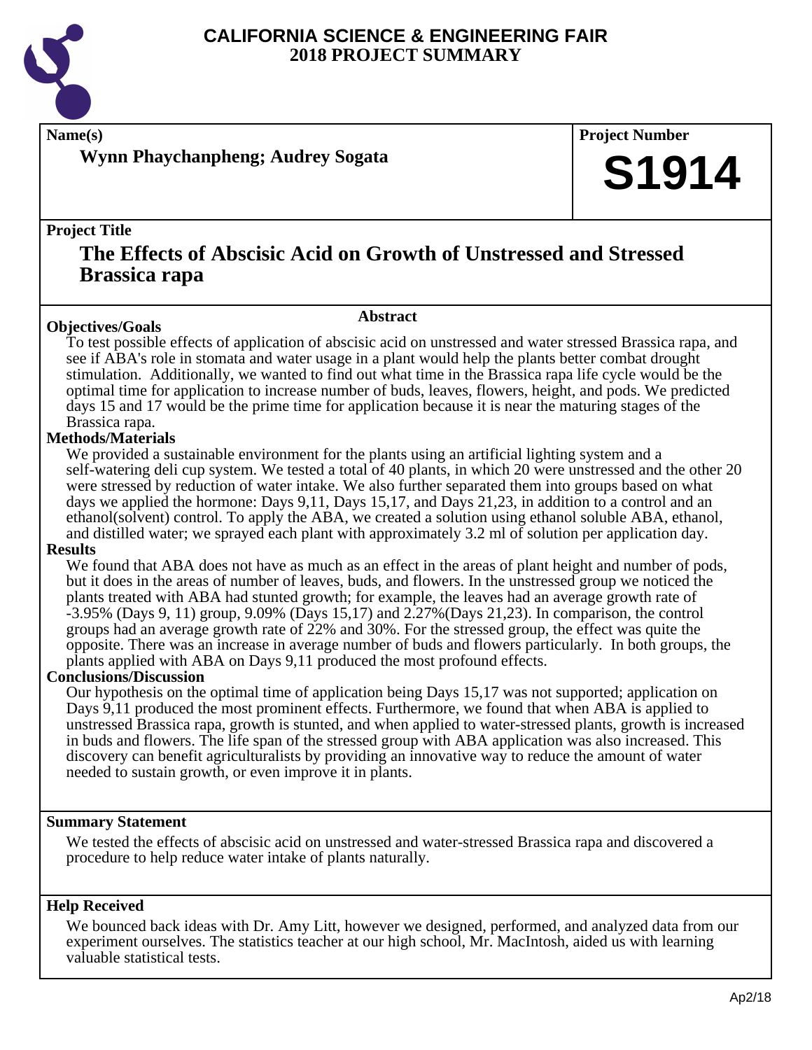# CALIFORNIA SCIENCE & ENGINEERING FAIR
# 2018 PROJECT SUMMARY

**Name(s)**

**Wynn Phaychanpheng; Audrey Sogata**

**Project Number**

**S1914**

**Project Title**

## The Effects of Abscisic Acid on Growth of Unstressed and Stressed Brassica rapa

### Abstract

**Objectives/Goals**

To test possible effects of application of abscisic acid on unstressed and water stressed Brassica rapa, and see if ABA's role in stomata and water usage in a plant would help the plants better combat drought stimulation. Additionally, we wanted to find out what time in the Brassica rapa life cycle would be the optimal time for application to increase number of buds, leaves, flowers, height, and pods. We predicted days 15 and 17 would be the prime time for application because it is near the maturing stages of the Brassica rapa.

**Methods/Materials**

We provided a sustainable environment for the plants using an artificial lighting system and a self-watering deli cup system. We tested a total of 40 plants, in which 20 were unstressed and the other 20 were stressed by reduction of water intake. We also further separated them into groups based on what days we applied the hormone: Days 9,11, Days 15,17, and Days 21,23, in addition to a control and an ethanol(solvent) control. To apply the ABA, we created a solution using ethanol soluble ABA, ethanol, and distilled water; we sprayed each plant with approximately 3.2 ml of solution per application day.

**Results**

We found that ABA does not have as much as an effect in the areas of plant height and number of pods, but it does in the areas of number of leaves, buds, and flowers. In the unstressed group we noticed the plants treated with ABA had stunted growth; for example, the leaves had an average growth rate of -3.95% (Days 9, 11) group, 9.09% (Days 15,17) and 2.27%(Days 21,23). In comparison, the control groups had an average growth rate of 22% and 30%. For the stressed group, the effect was quite the opposite. There was an increase in average number of buds and flowers particularly. In both groups, the plants applied with ABA on Days 9,11 produced the most profound effects.

**Conclusions/Discussion**

Our hypothesis on the optimal time of application being Days 15,17 was not supported; application on Days 9,11 produced the most prominent effects. Furthermore, we found that when ABA is applied to unstressed Brassica rapa, growth is stunted, and when applied to water-stressed plants, growth is increased in buds and flowers. The life span of the stressed group with ABA application was also increased. This discovery can benefit agriculturalists by providing an innovative way to reduce the amount of water needed to sustain growth, or even improve it in plants.

**Summary Statement**

We tested the effects of abscisic acid on unstressed and water-stressed Brassica rapa and discovered a procedure to help reduce water intake of plants naturally.

**Help Received**

We bounced back ideas with Dr. Amy Litt, however we designed, performed, and analyzed data from our experiment ourselves. The statistics teacher at our high school, Mr. MacIntosh, aided us with learning valuable statistical tests.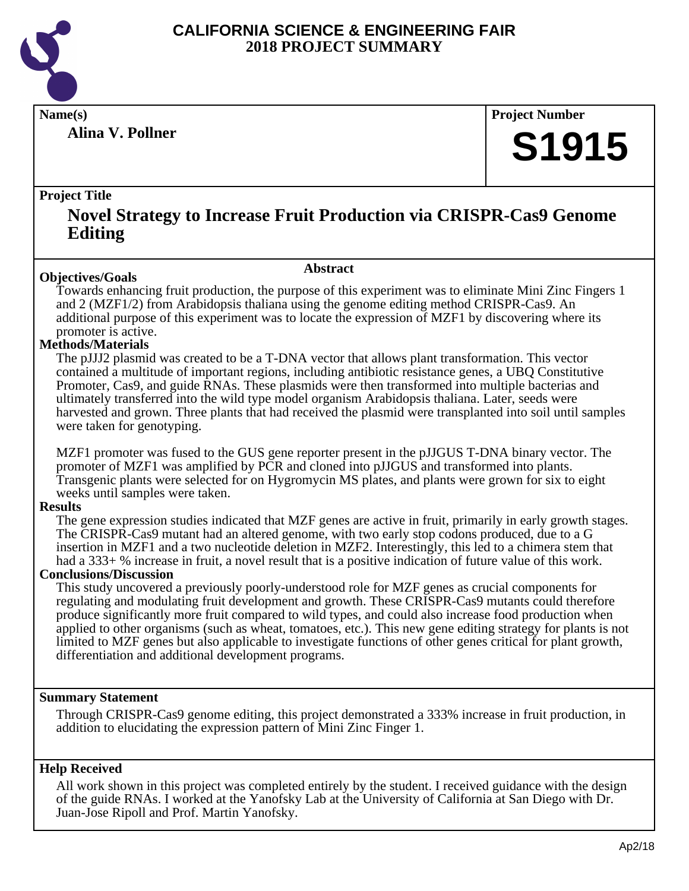# CALIFORNIA SCIENCE & ENGINEERING FAIR
## 2018 PROJECT SUMMARY

**Name(s)**

**Alina V. Pollner**

**Project Number**

# S1915

**Project Title**

## Novel Strategy to Increase Fruit Production via CRISPR-Cas9 Genome Editing

### Abstract

**Objectives/Goals**

Towards enhancing fruit production, the purpose of this experiment was to eliminate Mini Zinc Fingers 1 and 2 (MZF1/2) from Arabidopsis thaliana using the genome editing method CRISPR-Cas9. An additional purpose of this experiment was to locate the expression of MZF1 by discovering where its promoter is active.

**Methods/Materials**

The pJJJ2 plasmid was created to be a T-DNA vector that allows plant transformation. This vector contained a multitude of important regions, including antibiotic resistance genes, a UBQ Constitutive Promoter, Cas9, and guide RNAs. These plasmids were then transformed into multiple bacterias and ultimately transferred into the wild type model organism Arabidopsis thaliana. Later, seeds were harvested and grown. Three plants that had received the plasmid were transplanted into soil until samples were taken for genotyping.

MZF1 promoter was fused to the GUS gene reporter present in the pJJGUS T-DNA binary vector. The promoter of MZF1 was amplified by PCR and cloned into pJJGUS and transformed into plants. Transgenic plants were selected for on Hygromycin MS plates, and plants were grown for six to eight weeks until samples were taken.

**Results**

The gene expression studies indicated that MZF genes are active in fruit, primarily in early growth stages. The CRISPR-Cas9 mutant had an altered genome, with two early stop codons produced, due to a G insertion in MZF1 and a two nucleotide deletion in MZF2. Interestingly, this led to a chimera stem that had a 333+ % increase in fruit, a novel result that is a positive indication of future value of this work.

**Conclusions/Discussion**

This study uncovered a previously poorly-understood role for MZF genes as crucial components for regulating and modulating fruit development and growth. These CRISPR-Cas9 mutants could therefore produce significantly more fruit compared to wild types, and could also increase food production when applied to other organisms (such as wheat, tomatoes, etc.). This new gene editing strategy for plants is not limited to MZF genes but also applicable to investigate functions of other genes critical for plant growth, differentiation and additional development programs.

**Summary Statement**

Through CRISPR-Cas9 genome editing, this project demonstrated a 333% increase in fruit production, in addition to elucidating the expression pattern of Mini Zinc Finger 1.

**Help Received**

All work shown in this project was completed entirely by the student. I received guidance with the design of the guide RNAs. I worked at the Yanofsky Lab at the University of California at San Diego with Dr. Juan-Jose Ripoll and Prof. Martin Yanofsky.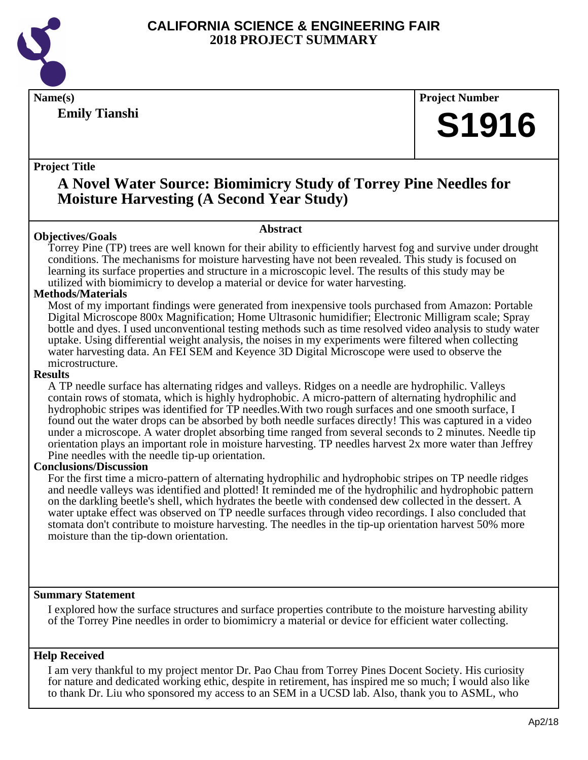# CALIFORNIA SCIENCE & ENGINEERING FAIR
# 2018 PROJECT SUMMARY

**Name(s)**

**Emily Tianshi**

**Project Number**

**S1916**

**Project Title**

## A Novel Water Source: Biomimicry Study of Torrey Pine Needles for Moisture Harvesting (A Second Year Study)

### Abstract

**Objectives/Goals**

Torrey Pine (TP) trees are well known for their ability to efficiently harvest fog and survive under drought conditions. The mechanisms for moisture harvesting have not been revealed. This study is focused on learning its surface properties and structure in a microscopic level. The results of this study may be utilized with biomimicry to develop a material or device for water harvesting.

**Methods/Materials**

Most of my important findings were generated from inexpensive tools purchased from Amazon: Portable Digital Microscope 800x Magnification; Home Ultrasonic humidifier; Electronic Milligram scale; Spray bottle and dyes. I used unconventional testing methods such as time resolved video analysis to study water uptake. Using differential weight analysis, the noises in my experiments were filtered when collecting water harvesting data. An FEI SEM and Keyence 3D Digital Microscope were used to observe the microstructure.

**Results**

A TP needle surface has alternating ridges and valleys. Ridges on a needle are hydrophilic. Valleys contain rows of stomata, which is highly hydrophobic. A micro-pattern of alternating hydrophilic and hydrophobic stripes was identified for TP needles.With two rough surfaces and one smooth surface, I found out the water drops can be absorbed by both needle surfaces directly! This was captured in a video under a microscope. A water droplet absorbing time ranged from several seconds to 2 minutes. Needle tip orientation plays an important role in moisture harvesting. TP needles harvest 2x more water than Jeffrey Pine needles with the needle tip-up orientation.

**Conclusions/Discussion**

For the first time a micro-pattern of alternating hydrophilic and hydrophobic stripes on TP needle ridges and needle valleys was identified and plotted! It reminded me of the hydrophilic and hydrophobic pattern on the darkling beetle's shell, which hydrates the beetle with condensed dew collected in the dessert. A water uptake effect was observed on TP needle surfaces through video recordings. I also concluded that stomata don't contribute to moisture harvesting. The needles in the tip-up orientation harvest 50% more moisture than the tip-down orientation.

**Summary Statement**

I explored how the surface structures and surface properties contribute to the moisture harvesting ability of the Torrey Pine needles in order to biomimicry a material or device for efficient water collecting.

**Help Received**

I am very thankful to my project mentor Dr. Pao Chau from Torrey Pines Docent Society. His curiosity for nature and dedicated working ethic, despite in retirement, has inspired me so much; I would also like to thank Dr. Liu who sponsored my access to an SEM in a UCSD lab. Also, thank you to ASML, who